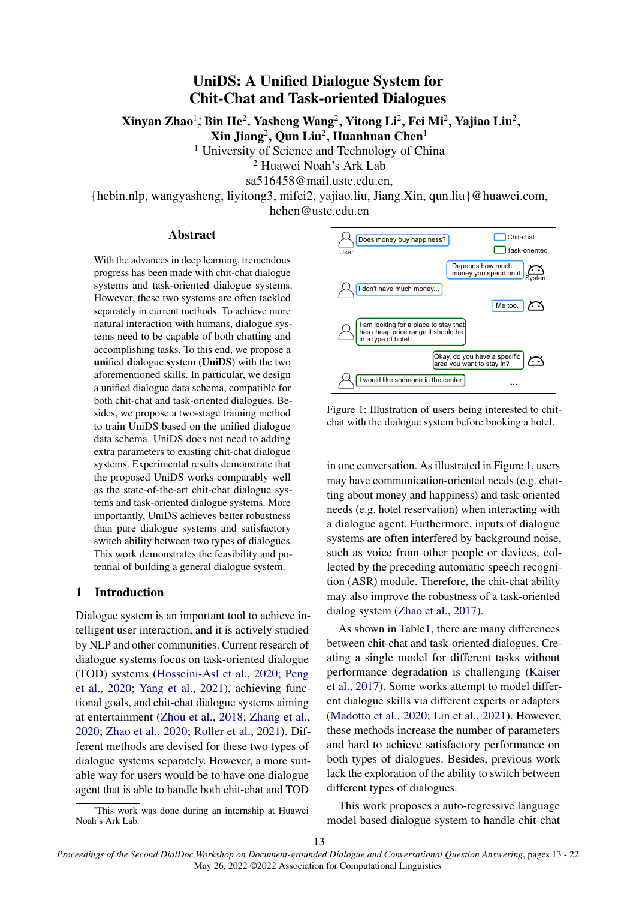# UniDS: A Unified Dialogue System for Chit-Chat and Task-oriented Dialogues

**Xinyan Zhao**[1]*, **Bin He**[2], **Yasheng Wang**[2], **Yitong Li**[2], **Fei Mi**[2], **Yajiao Liu**[2], **Xin Jiang**[2], **Qun Liu**[2], **Huanhuan Chen**[1]

[1] University of Science and Technology of China
[2] Huawei Noah's Ark Lab

sa516458@mail.ustc.edu.cn,
{hebin.nlp, wangyasheng, liyitong3, mifei2, yajiao.liu, Jiang.Xin, qun.liu}@huawei.com,
hchen@ustc.edu.cn

## Abstract

With the advances in deep learning, tremendous progress has been made with chit-chat dialogue systems and task-oriented dialogue systems. However, these two systems are often tackled separately in current methods. To achieve more natural interaction with humans, dialogue systems need to be capable of both chatting and accomplishing tasks. To this end, we propose a **uni**fied **d**ialogue **s**ystem (**UniDS**) with the two aforementioned skills. In particular, we design a unified dialogue data schema, compatible for both chit-chat and task-oriented dialogues. Besides, we propose a two-stage training method to train UniDS based on the unified dialogue data schema. UniDS does not need to adding extra parameters to existing chit-chat dialogue systems. Experimental results demonstrate that the proposed UniDS works comparably well as the state-of-the-art chit-chat dialogue systems and task-oriented dialogue systems. More importantly, UniDS achieves better robustness than pure dialogue systems and satisfactory switch ability between two types of dialogues. This work demonstrates the feasibility and potential of building a general dialogue system.

## 1 Introduction

Dialogue system is an important tool to achieve intelligent user interaction, and it is actively studied by NLP and other communities. Current research of dialogue systems focus on task-oriented dialogue (TOD) systems (Hosseini-Asl et al., 2020; Peng et al., 2020; Yang et al., 2021), achieving functional goals, and chit-chat dialogue systems aiming at entertainment (Zhou et al., 2018; Zhang et al., 2020; Zhao et al., 2020; Roller et al., 2021). Different methods are devised for these two types of dialogue systems separately. However, a more suitable way for users would be to have one dialogue agent that is able to handle both chit-chat and TOD in one conversation. As illustrated in Figure 1, users may have communication-oriented needs (e.g. chatting about money and happiness) and task-oriented needs (e.g. hotel reservation) when interacting with a dialogue agent. Furthermore, inputs of dialogue systems are often interfered by background noise, such as voice from other people or devices, collected by the preceding automatic speech recognition (ASR) module. Therefore, the chit-chat ability may also improve the robustness of a task-oriented dialog system (Zhao et al., 2017).

| | | |
|---|---|---|
| User | Does money buy happiness? | Chit-chat / Task-oriented (legend) |
| System | Depends how much money you spend on it. | |
| User | I don't have much money... | |
| System | Me too. | |
| User | I am looking for a place to stay that has cheap price range it should be in a type of hotel. | |
| System | Okay, do you have a specific area you want to stay in? | |
| User | I would like someone in the center. | ... |

Figure 1: Illustration of users being interested to chit-chat with the dialogue system before booking a hotel.

As shown in Table1, there are many differences between chit-chat and task-oriented dialogues. Creating a single model for different tasks without performance degradation is challenging (Kaiser et al., 2017). Some works attempt to model different dialogue skills via different experts or adapters (Madotto et al., 2020; Lin et al., 2021). However, these methods increase the number of parameters and hard to achieve satisfactory performance on both types of dialogues. Besides, previous work lack the exploration of the ability to switch between different types of dialogues.

This work proposes a auto-regressive language model based dialogue system to handle chit-chat

*This work was done during an internship at Huawei Noah's Ark Lab.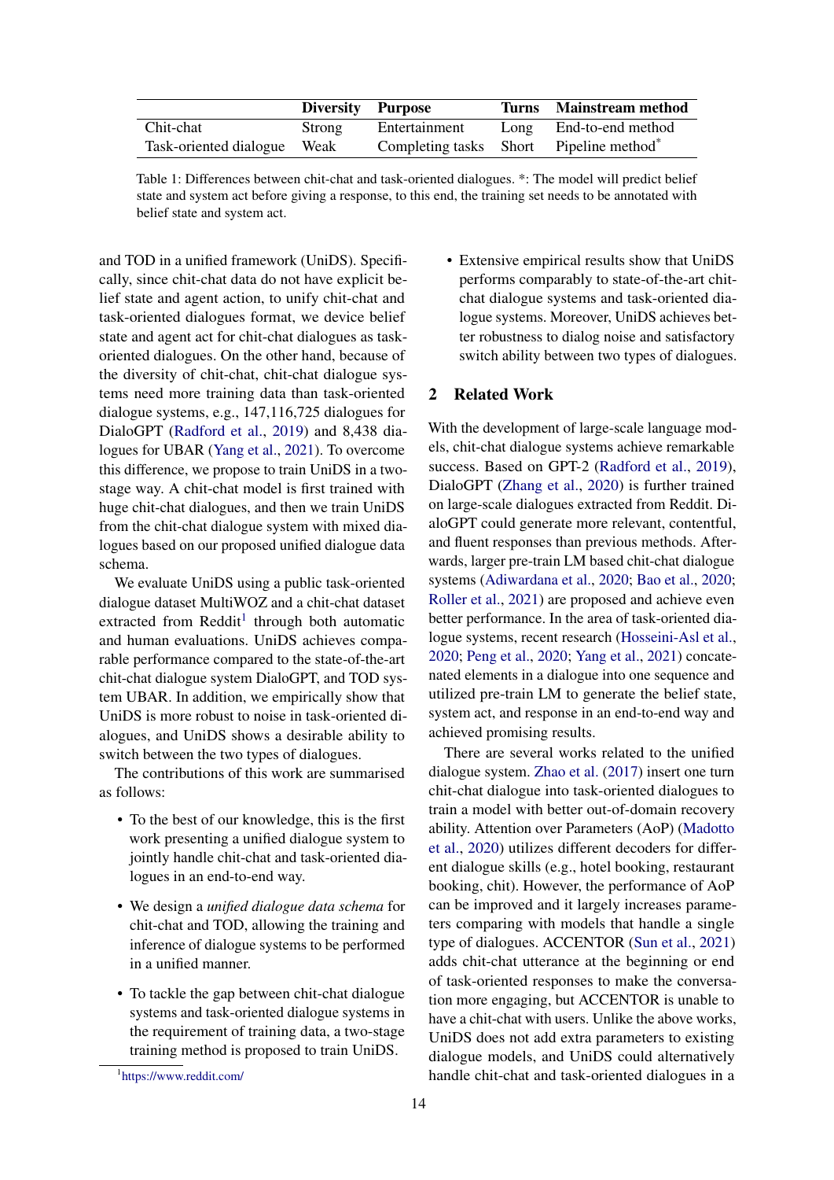| | Diversity | Purpose | Turns | Mainstream method |
|---|---|---|---|---|
| Chit-chat | Strong | Entertainment | Long | End-to-end method |
| Task-oriented dialogue | Weak | Completing tasks | Short | Pipeline method* |

Table 1: Differences between chit-chat and task-oriented dialogues. *: The model will predict belief state and system act before giving a response, to this end, the training set needs to be annotated with belief state and system act.

and TOD in a unified framework (UniDS). Specifically, since chit-chat data do not have explicit belief state and agent action, to unify chit-chat and task-oriented dialogues format, we device belief state and agent act for chit-chat dialogues as task-oriented dialogues. On the other hand, because of the diversity of chit-chat, chit-chat dialogue systems need more training data than task-oriented dialogue systems, e.g., 147,116,725 dialogues for DialoGPT (Radford et al., 2019) and 8,438 dialogues for UBAR (Yang et al., 2021). To overcome this difference, we propose to train UniDS in a two-stage way. A chit-chat model is first trained with huge chit-chat dialogues, and then we train UniDS from the chit-chat dialogue system with mixed dialogues based on our proposed unified dialogue data schema.

We evaluate UniDS using a public task-oriented dialogue dataset MultiWOZ and a chit-chat dataset extracted from Reddit[1] through both automatic and human evaluations. UniDS achieves comparable performance compared to the state-of-the-art chit-chat dialogue system DialoGPT, and TOD system UBAR. In addition, we empirically show that UniDS is more robust to noise in task-oriented dialogues, and UniDS shows a desirable ability to switch between the two types of dialogues.

The contributions of this work are summarised as follows:

- To the best of our knowledge, this is the first work presenting a unified dialogue system to jointly handle chit-chat and task-oriented dialogues in an end-to-end way.
- We design a *unified dialogue data schema* for chit-chat and TOD, allowing the training and inference of dialogue systems to be performed in a unified manner.
- To tackle the gap between chit-chat dialogue systems and task-oriented dialogue systems in the requirement of training data, a two-stage training method is proposed to train UniDS.
- Extensive empirical results show that UniDS performs comparably to state-of-the-art chit-chat dialogue systems and task-oriented dialogue systems. Moreover, UniDS achieves better robustness to dialog noise and satisfactory switch ability between two types of dialogues.

[1]https://www.reddit.com/

## 2 Related Work

With the development of large-scale language models, chit-chat dialogue systems achieve remarkable success. Based on GPT-2 (Radford et al., 2019), DialoGPT (Zhang et al., 2020) is further trained on large-scale dialogues extracted from Reddit. DialoGPT could generate more relevant, contentful, and fluent responses than previous methods. Afterwards, larger pre-train LM based chit-chat dialogue systems (Adiwardana et al., 2020; Bao et al., 2020; Roller et al., 2021) are proposed and achieve even better performance. In the area of task-oriented dialogue systems, recent research (Hosseini-Asl et al., 2020; Peng et al., 2020; Yang et al., 2021) concatenated elements in a dialogue into one sequence and utilized pre-train LM to generate the belief state, system act, and response in an end-to-end way and achieved promising results.

There are several works related to the unified dialogue system. Zhao et al. (2017) insert one turn chit-chat dialogue into task-oriented dialogues to train a model with better out-of-domain recovery ability. Attention over Parameters (AoP) (Madotto et al., 2020) utilizes different decoders for different dialogue skills (e.g., hotel booking, restaurant booking, chit). However, the performance of AoP can be improved and it largely increases parameters comparing with models that handle a single type of dialogues. ACCENTOR (Sun et al., 2021) adds chit-chat utterance at the beginning or end of task-oriented responses to make the conversation more engaging, but ACCENTOR is unable to have a chit-chat with users. Unlike the above works, UniDS does not add extra parameters to existing dialogue models, and UniDS could alternatively handle chit-chat and task-oriented dialogues in a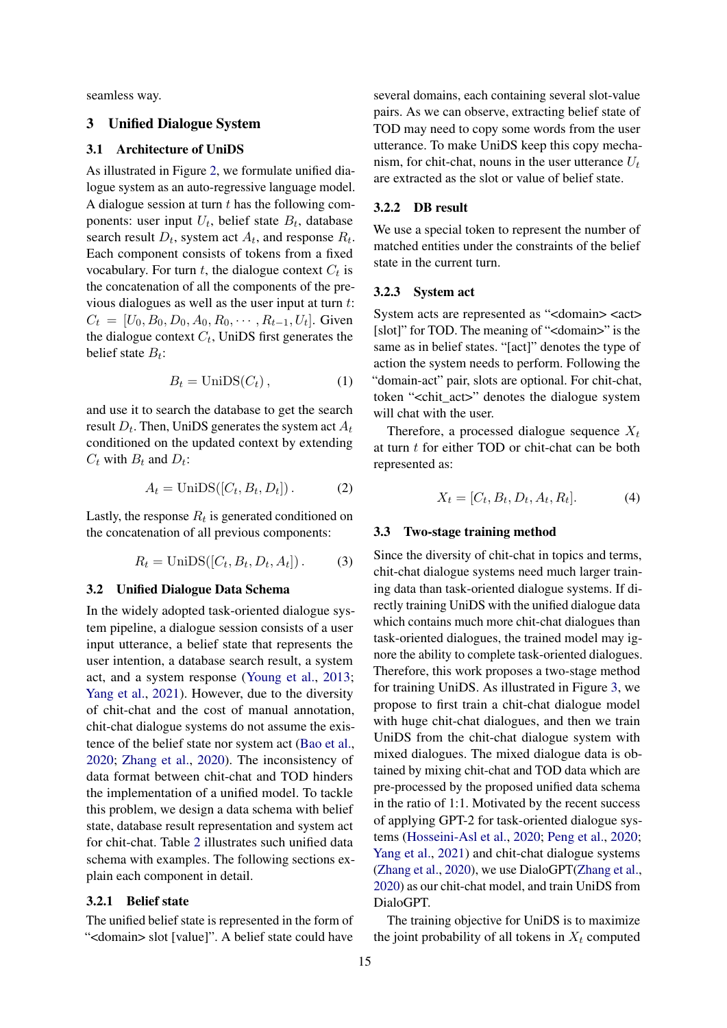seamless way.

## 3 Unified Dialogue System

### 3.1 Architecture of UniDS

As illustrated in Figure 2, we formulate unified dialogue system as an auto-regressive language model. A dialogue session at turn $t$ has the following components: user input $U_t$, belief state $B_t$, database search result $D_t$, system act $A_t$, and response $R_t$. Each component consists of tokens from a fixed vocabulary. For turn $t$, the dialogue context $C_t$ is the concatenation of all the components of the previous dialogues as well as the user input at turn $t$: $C_t = [U_0, B_0, D_0, A_0, R_0, \cdots, R_{t-1}, U_t]$. Given the dialogue context $C_t$, UniDS first generates the belief state $B_t$:

$$B_t = \text{UniDS}(C_t)\,, \tag{1}$$

and use it to search the database to get the search result $D_t$. Then, UniDS generates the system act $A_t$ conditioned on the updated context by extending $C_t$ with $B_t$ and $D_t$:

$$A_t = \text{UniDS}([C_t, B_t, D_t])\,. \tag{2}$$

Lastly, the response $R_t$ is generated conditioned on the concatenation of all previous components:

$$R_t = \text{UniDS}([C_t, B_t, D_t, A_t])\,. \tag{3}$$

### 3.2 Unified Dialogue Data Schema

In the widely adopted task-oriented dialogue system pipeline, a dialogue session consists of a user input utterance, a belief state that represents the user intention, a database search result, a system act, and a system response (Young et al., 2013; Yang et al., 2021). However, due to the diversity of chit-chat and the cost of manual annotation, chit-chat dialogue systems do not assume the existence of the belief state nor system act (Bao et al., 2020; Zhang et al., 2020). The inconsistency of data format between chit-chat and TOD hinders the implementation of a unified model. To tackle this problem, we design a data schema with belief state, database result representation and system act for chit-chat. Table 2 illustrates such unified data schema with examples. The following sections explain each component in detail.

#### 3.2.1 Belief state

The unified belief state is represented in the form of "<domain> slot [value]". A belief state could have several domains, each containing several slot-value pairs. As we can observe, extracting belief state of TOD may need to copy some words from the user utterance. To make UniDS keep this copy mechanism, for chit-chat, nouns in the user utterance $U_t$ are extracted as the slot or value of belief state.

#### 3.2.2 DB result

We use a special token to represent the number of matched entities under the constraints of the belief state in the current turn.

#### 3.2.3 System act

System acts are represented as "<domain> <act> [slot]" for TOD. The meaning of "<domain>" is the same as in belief states. "[act]" denotes the type of action the system needs to perform. Following the "domain-act" pair, slots are optional. For chit-chat, token "<chit_act>" denotes the dialogue system will chat with the user.

Therefore, a processed dialogue sequence $X_t$ at turn $t$ for either TOD or chit-chat can be both represented as:

$$X_t = [C_t, B_t, D_t, A_t, R_t]. \tag{4}$$

### 3.3 Two-stage training method

Since the diversity of chit-chat in topics and terms, chit-chat dialogue systems need much larger training data than task-oriented dialogue systems. If directly training UniDS with the unified dialogue data which contains much more chit-chat dialogues than task-oriented dialogues, the trained model may ignore the ability to complete task-oriented dialogues. Therefore, this work proposes a two-stage method for training UniDS. As illustrated in Figure 3, we propose to first train a chit-chat dialogue model with huge chit-chat dialogues, and then we train UniDS from the chit-chat dialogue system with mixed dialogues. The mixed dialogue data is obtained by mixing chit-chat and TOD data which are pre-processed by the proposed unified data schema in the ratio of 1:1. Motivated by the recent success of applying GPT-2 for task-oriented dialogue systems (Hosseini-Asl et al., 2020; Peng et al., 2020; Yang et al., 2021) and chit-chat dialogue systems (Zhang et al., 2020), we use DialoGPT(Zhang et al., 2020) as our chit-chat model, and train UniDS from DialoGPT.

The training objective for UniDS is to maximize the joint probability of all tokens in $X_t$ computed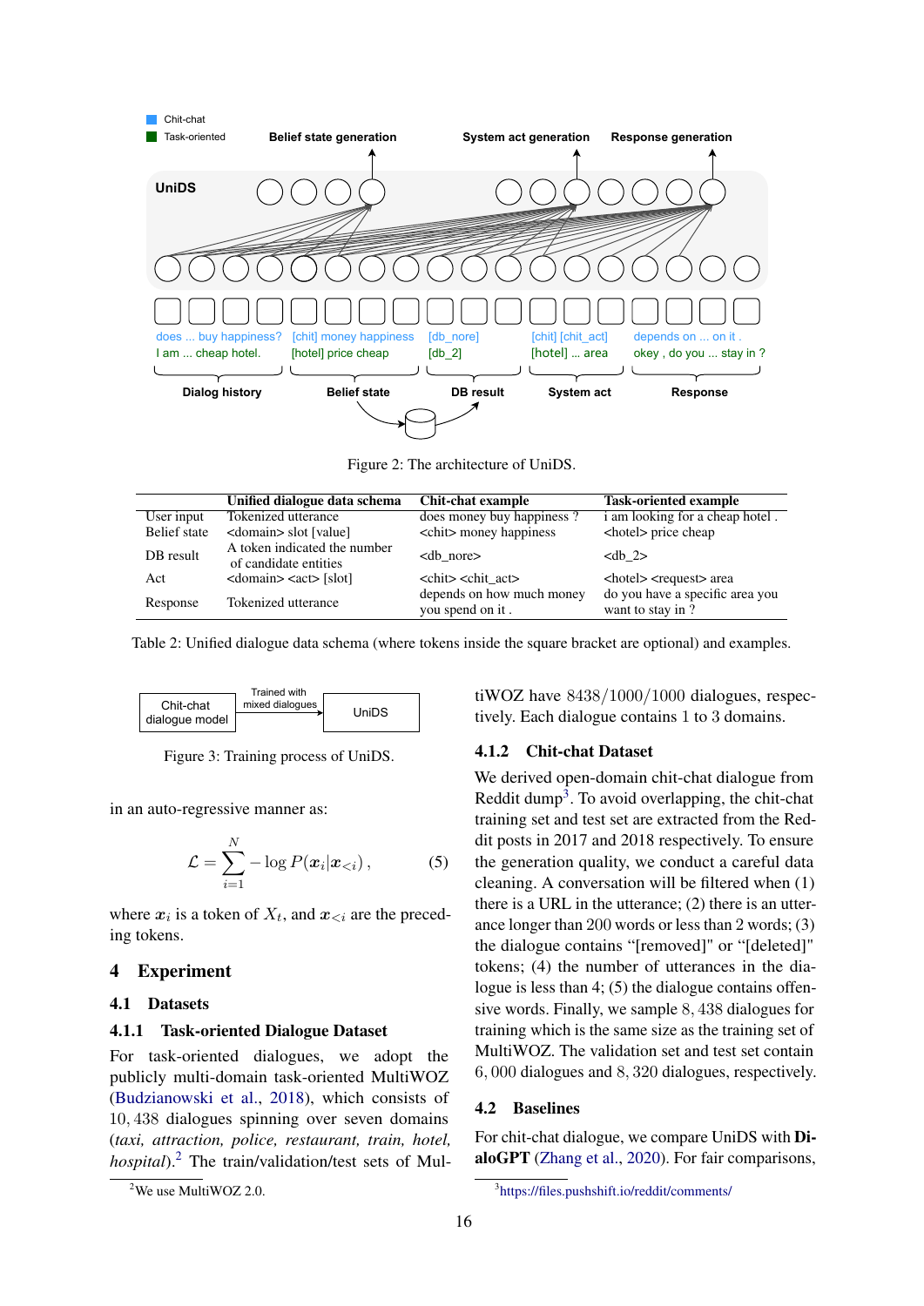Figure 2: The architecture of UniDS.

| | Unified dialogue data schema | Chit-chat example | Task-oriented example |
|---|---|---|---|
| User input | Tokenized utterance | does money buy happiness ? | i am looking for a cheap hotel . |
| Belief state | <domain> slot [value] | <chit> money happiness | <hotel> price cheap |
| DB result | A token indicated the number of candidate entities | <db_nore> | <db_2> |
| Act | <domain> <act> [slot] | <chit> <chit_act> | <hotel> <request> area |
| Response | Tokenized utterance | depends on how much money you spend on it . | do you have a specific area you want to stay in ? |

Table 2: Unified dialogue data schema (where tokens inside the square bracket are optional) and examples.

Figure 3: Training process of UniDS.

in an auto-regressive manner as:

$$\mathcal{L} = \sum_{i=1}^{N} -\log P(\boldsymbol{x}_i | \boldsymbol{x}_{<i}), \quad (5)$$

where $\boldsymbol{x}_i$ is a token of $X_t$, and $\boldsymbol{x}_{<i}$ are the preceding tokens.

# 4 Experiment

## 4.1 Datasets

### 4.1.1 Task-oriented Dialogue Dataset

For task-oriented dialogues, we adopt the publicly multi-domain task-oriented MultiWOZ (Budzianowski et al., 2018), which consists of 10,438 dialogues spinning over seven domains (*taxi, attraction, police, restaurant, train, hotel, hospital*).[2] The train/validation/test sets of MultiWOZ have $8438/1000/1000$ dialogues, respectively. Each dialogue contains 1 to 3 domains.

### 4.1.2 Chit-chat Dataset

We derived open-domain chit-chat dialogue from Reddit dump[3]. To avoid overlapping, the chit-chat training set and test set are extracted from the Reddit posts in 2017 and 2018 respectively. To ensure the generation quality, we conduct a careful data cleaning. A conversation will be filtered when (1) there is a URL in the utterance; (2) there is an utterance longer than 200 words or less than 2 words; (3) the dialogue contains "[removed]" or "[deleted]" tokens; (4) the number of utterances in the dialogue is less than 4; (5) the dialogue contains offensive words. Finally, we sample 8,438 dialogues for training which is the same size as the training set of MultiWOZ. The validation set and test set contain 6,000 dialogues and 8,320 dialogues, respectively.

## 4.2 Baselines

For chit-chat dialogue, we compare UniDS with **DialoGPT** (Zhang et al., 2020). For fair comparisons,

[2] We use MultiWOZ 2.0.

[3] https://files.pushshift.io/reddit/comments/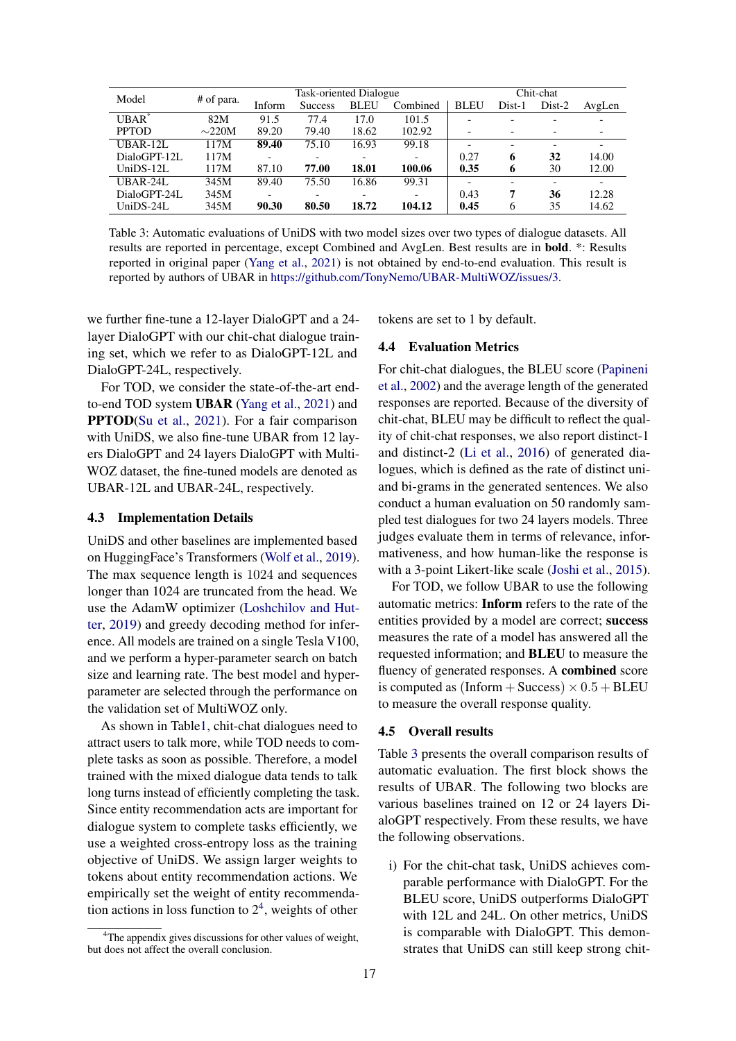| Model | # of para. | Task-oriented Dialogue | | | | Chit-chat | | | |
|---|---|---|---|---|---|---|---|---|---|
| | | Inform | Success | BLEU | Combined | BLEU | Dist-1 | Dist-2 | AvgLen |
| UBAR* | 82M | 91.5 | 77.4 | 17.0 | 101.5 | - | - | - | - |
| PPTOD | ∼220M | 89.20 | 79.40 | 18.62 | 102.92 | - | - | - | - |
| UBAR-12L | 117M | **89.40** | 75.10 | 16.93 | 99.18 | - | - | - | - |
| DialoGPT-12L | 117M | - | - | - | - | 0.27 | **6** | **32** | 14.00 |
| UniDS-12L | 117M | 87.10 | **77.00** | **18.01** | **100.06** | **0.35** | **6** | 30 | 12.00 |
| UBAR-24L | 345M | 89.40 | 75.50 | 16.86 | 99.31 | - | - | - | - |
| DialoGPT-24L | 345M | - | - | - | - | 0.43 | **7** | **36** | 12.28 |
| UniDS-24L | 345M | **90.30** | **80.50** | **18.72** | **104.12** | **0.45** | 6 | 35 | 14.62 |

Table 3: Automatic evaluations of UniDS with two model sizes over two types of dialogue datasets. All results are reported in percentage, except Combined and AvgLen. Best results are in **bold**. *: Results reported in original paper (Yang et al., 2021) is not obtained by end-to-end evaluation. This result is reported by authors of UBAR in https://github.com/TonyNemo/UBAR-MultiWOZ/issues/3.

we further fine-tune a 12-layer DialoGPT and a 24-layer DialoGPT with our chit-chat dialogue training set, which we refer to as DialoGPT-12L and DialoGPT-24L, respectively.

For TOD, we consider the state-of-the-art end-to-end TOD system **UBAR** (Yang et al., 2021) and **PPTOD**(Su et al., 2021). For a fair comparison with UniDS, we also fine-tune UBAR from 12 layers DialoGPT and 24 layers DialoGPT with MultiWOZ dataset, the fine-tuned models are denoted as UBAR-12L and UBAR-24L, respectively.

### 4.3 Implementation Details

UniDS and other baselines are implemented based on HuggingFace's Transformers (Wolf et al., 2019). The max sequence length is 1024 and sequences longer than 1024 are truncated from the head. We use the AdamW optimizer (Loshchilov and Hutter, 2019) and greedy decoding method for inference. All models are trained on a single Tesla V100, and we perform a hyper-parameter search on batch size and learning rate. The best model and hyper-parameter are selected through the performance on the validation set of MultiWOZ only.

As shown in Table1, chit-chat dialogues need to attract users to talk more, while TOD needs to complete tasks as soon as possible. Therefore, a model trained with the mixed dialogue data tends to talk long turns instead of efficiently completing the task. Since entity recommendation acts are important for dialogue system to complete tasks efficiently, we use a weighted cross-entropy loss as the training objective of UniDS. We assign larger weights to tokens about entity recommendation actions. We empirically set the weight of entity recommendation actions in loss function to $2^4$, weights of other tokens are set to 1 by default.

[4]The appendix gives discussions for other values of weight, but does not affect the overall conclusion.

### 4.4 Evaluation Metrics

For chit-chat dialogues, the BLEU score (Papineni et al., 2002) and the average length of the generated responses are reported. Because of the diversity of chit-chat, BLEU may be difficult to reflect the quality of chit-chat responses, we also report distinct-1 and distinct-2 (Li et al., 2016) of generated dialogues, which is defined as the rate of distinct uni- and bi-grams in the generated sentences. We also conduct a human evaluation on 50 randomly sampled test dialogues for two 24 layers models. Three judges evaluate them in terms of relevance, informativeness, and how human-like the response is with a 3-point Likert-like scale (Joshi et al., 2015).

For TOD, we follow UBAR to use the following automatic metrics: **Inform** refers to the rate of the entities provided by a model are correct; **success** measures the rate of a model has answered all the requested information; and **BLEU** to measure the fluency of generated responses. A **combined** score is computed as $(\text{Inform} + \text{Success}) \times 0.5 + \text{BLEU}$ to measure the overall response quality.

### 4.5 Overall results

Table 3 presents the overall comparison results of automatic evaluation. The first block shows the results of UBAR. The following two blocks are various baselines trained on 12 or 24 layers DialoGPT respectively. From these results, we have the following observations.

i) For the chit-chat task, UniDS achieves comparable performance with DialoGPT. For the BLEU score, UniDS outperforms DialoGPT with 12L and 24L. On other metrics, UniDS is comparable with DialoGPT. This demonstrates that UniDS can still keep strong chit-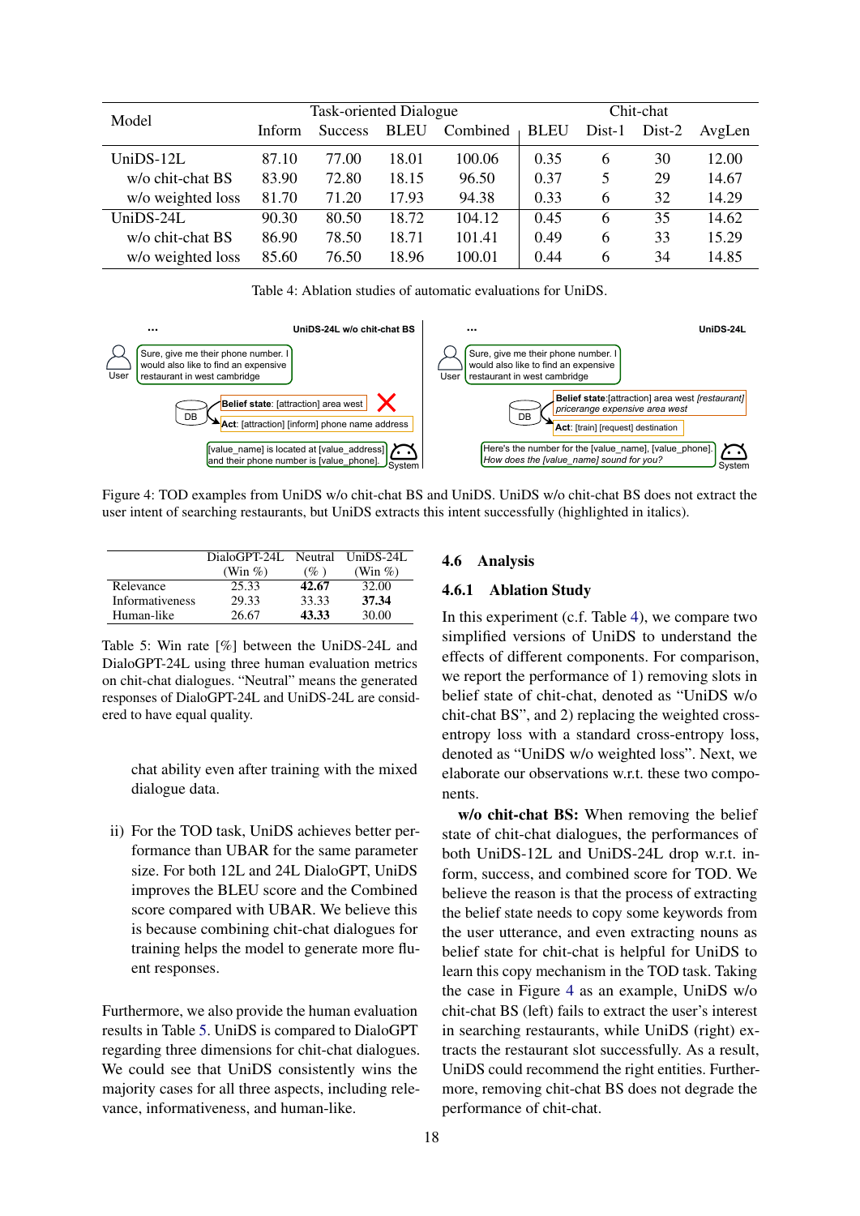| Model | Task-oriented Dialogue | | | | Chit-chat | | | |
|---|---|---|---|---|---|---|---|---|
| | Inform | Success | BLEU | Combined | BLEU | Dist-1 | Dist-2 | AvgLen |
| UniDS-12L | 87.10 | 77.00 | 18.01 | 100.06 | 0.35 | 6 | 30 | 12.00 |
| w/o chit-chat BS | 83.90 | 72.80 | 18.15 | 96.50 | 0.37 | 5 | 29 | 14.67 |
| w/o weighted loss | 81.70 | 71.20 | 17.93 | 94.38 | 0.33 | 6 | 32 | 14.29 |
| UniDS-24L | 90.30 | 80.50 | 18.72 | 104.12 | 0.45 | 6 | 35 | 14.62 |
| w/o chit-chat BS | 86.90 | 78.50 | 18.71 | 101.41 | 0.49 | 6 | 33 | 15.29 |
| w/o weighted loss | 85.60 | 76.50 | 18.96 | 100.01 | 0.44 | 6 | 34 | 14.85 |

Table 4: Ablation studies of automatic evaluations for UniDS.

Figure 4: TOD examples from UniDS w/o chit-chat BS and UniDS. UniDS w/o chit-chat BS does not extract the user intent of searching restaurants, but UniDS extracts this intent successfully (highlighted in italics).

| | DialoGPT-24L (Win %) | Neutral (%) | UniDS-24L (Win %) |
|---|---|---|---|
| Relevance | 25.33 | **42.67** | 32.00 |
| Informativeness | 29.33 | 33.33 | **37.34** |
| Human-like | 26.67 | **43.33** | 30.00 |

Table 5: Win rate [%] between the UniDS-24L and DialoGPT-24L using three human evaluation metrics on chit-chat dialogues. "Neutral" means the generated responses of DialoGPT-24L and UniDS-24L are considered to have equal quality.

chat ability even after training with the mixed dialogue data.

ii) For the TOD task, UniDS achieves better performance than UBAR for the same parameter size. For both 12L and 24L DialoGPT, UniDS improves the BLEU score and the Combined score compared with UBAR. We believe this is because combining chit-chat dialogues for training helps the model to generate more fluent responses.

Furthermore, we also provide the human evaluation results in Table 5. UniDS is compared to DialoGPT regarding three dimensions for chit-chat dialogues. We could see that UniDS consistently wins the majority cases for all three aspects, including relevance, informativeness, and human-like.

### 4.6 Analysis

#### 4.6.1 Ablation Study

In this experiment (c.f. Table 4), we compare two simplified versions of UniDS to understand the effects of different components. For comparison, we report the performance of 1) removing slots in belief state of chit-chat, denoted as "UniDS w/o chit-chat BS", and 2) replacing the weighted cross-entropy loss with a standard cross-entropy loss, denoted as "UniDS w/o weighted loss". Next, we elaborate our observations w.r.t. these two components.

**w/o chit-chat BS:** When removing the belief state of chit-chat dialogues, the performances of both UniDS-12L and UniDS-24L drop w.r.t. inform, success, and combined score for TOD. We believe the reason is that the process of extracting the belief state needs to copy some keywords from the user utterance, and even extracting nouns as belief state for chit-chat is helpful for UniDS to learn this copy mechanism in the TOD task. Taking the case in Figure 4 as an example, UniDS w/o chit-chat BS (left) fails to extract the user's interest in searching restaurants, while UniDS (right) extracts the restaurant slot successfully. As a result, UniDS could recommend the right entities. Furthermore, removing chit-chat BS does not degrade the performance of chit-chat.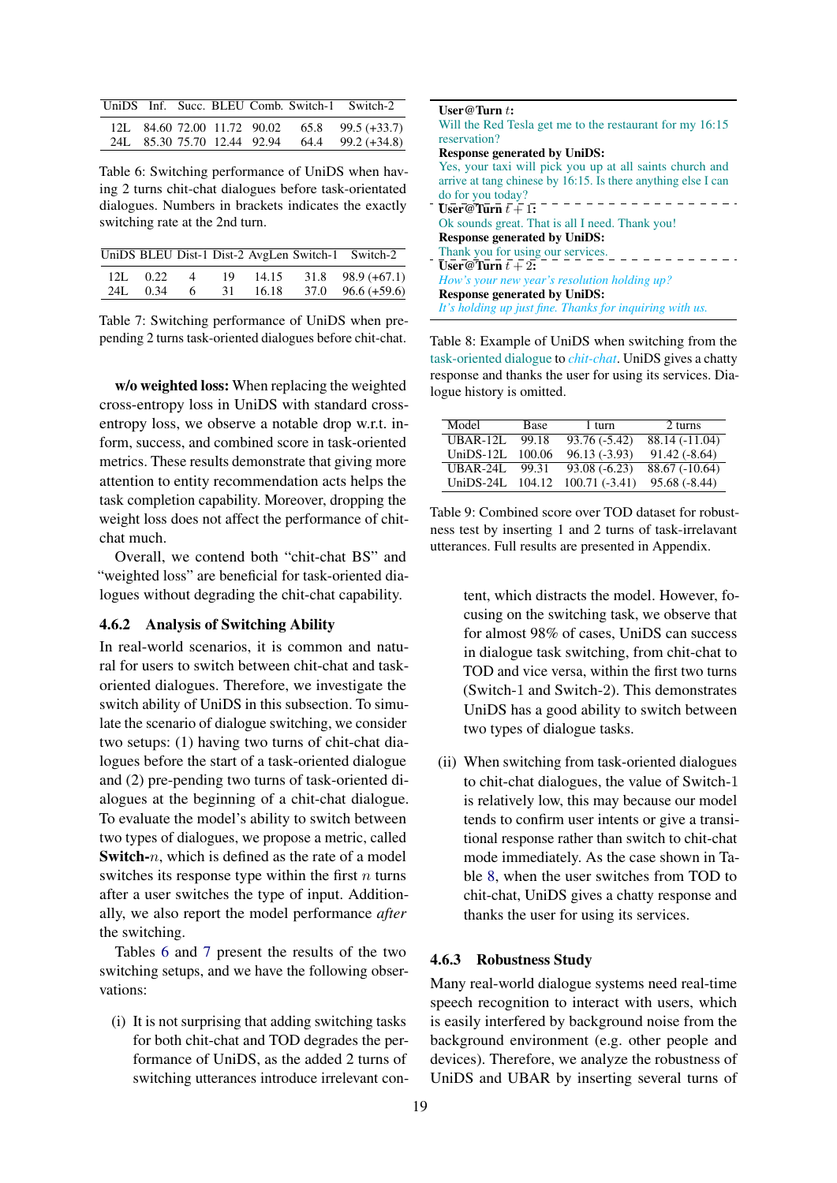| UniDS | Inf. | Succ. | BLEU | Comb. | Switch-1 | Switch-2 |
|---|---|---|---|---|---|---|
| 12L | 84.60 | 72.00 | 11.72 | 90.02 | 65.8 | 99.5 (+33.7) |
| 24L | 85.30 | 75.70 | 12.44 | 92.94 | 64.4 | 99.2 (+34.8) |

Table 6: Switching performance of UniDS when having 2 turns chit-chat dialogues before task-orientated dialogues. Numbers in brackets indicates the exactly switching rate at the 2nd turn.

| UniDS | BLEU | Dist-1 | Dist-2 | AvgLen | Switch-1 | Switch-2 |
|---|---|---|---|---|---|---|
| 12L | 0.22 | 4 | 19 | 14.15 | 31.8 | 98.9 (+67.1) |
| 24L | 0.34 | 6 | 31 | 16.18 | 37.0 | 96.6 (+59.6) |

Table 7: Switching performance of UniDS when prepending 2 turns task-oriented dialogues before chit-chat.

**w/o weighted loss:** When replacing the weighted cross-entropy loss in UniDS with standard cross-entropy loss, we observe a notable drop w.r.t. inform, success, and combined score in task-oriented metrics. These results demonstrate that giving more attention to entity recommendation acts helps the task completion capability. Moreover, dropping the weight loss does not affect the performance of chit-chat much.

Overall, we contend both "chit-chat BS" and "weighted loss" are beneficial for task-oriented dialogues without degrading the chit-chat capability.

### 4.6.2 Analysis of Switching Ability

In real-world scenarios, it is common and natural for users to switch between chit-chat and task-oriented dialogues. Therefore, we investigate the switch ability of UniDS in this subsection. To simulate the scenario of dialogue switching, we consider two setups: (1) having two turns of chit-chat dialogues before the start of a task-oriented dialogue and (2) pre-pending two turns of task-oriented dialogues at the beginning of a chit-chat dialogue. To evaluate the model's ability to switch between two types of dialogues, we propose a metric, called **Switch-$n$**, which is defined as the rate of a model switches its response type within the first $n$ turns after a user switches the type of input. Additionally, we also report the model performance *after* the switching.

Tables 6 and 7 present the results of the two switching setups, and we have the following observations:

(i) It is not surprising that adding switching tasks for both chit-chat and TOD degrades the performance of UniDS, as the added 2 turns of switching utterances introduce irrelevant content, which distracts the model. However, focusing on the switching task, we observe that for almost 98% of cases, UniDS can success in dialogue task switching, from chit-chat to TOD and vice versa, within the first two turns (Switch-1 and Switch-2). This demonstrates UniDS has a good ability to switch between two types of dialogue tasks.

(ii) When switching from task-oriented dialogues to chit-chat dialogues, the value of Switch-1 is relatively low, this may because our model tends to confirm user intents or give a transitional response rather than switch to chit-chat mode immediately. As the case shown in Table 8, when the user switches from TOD to chit-chat, UniDS gives a chatty response and thanks the user for using its services.

**User@Turn $t$:**
Will the Red Tesla get me to the restaurant for my 16:15 reservation?
**Response generated by UniDS:**
Yes, your taxi will pick you up at all saints church and arrive at tang chinese by 16:15. Is there anything else I can do for you today?

**User@Turn $t+1$:**
Ok sounds great. That is all I need. Thank you!
**Response generated by UniDS:**
Thank you for using our services.

**User@Turn $t+2$:**
*How's your new year's resolution holding up?*
**Response generated by UniDS:**
*It's holding up just fine. Thanks for inquiring with us.*

Table 8: Example of UniDS when switching from the task-oriented dialogue to *chit-chat*. UniDS gives a chatty response and thanks the user for using its services. Dialogue history is omitted.

| Model | Base | 1 turn | 2 turns |
|---|---|---|---|
| UBAR-12L | 99.18 | 93.76 (-5.42) | 88.14 (-11.04) |
| UniDS-12L | 100.06 | 96.13 (-3.93) | 91.42 (-8.64) |
| UBAR-24L | 99.31 | 93.08 (-6.23) | 88.67 (-10.64) |
| UniDS-24L | 104.12 | 100.71 (-3.41) | 95.68 (-8.44) |

Table 9: Combined score over TOD dataset for robustness test by inserting 1 and 2 turns of task-irrelavant utterances. Full results are presented in Appendix.

### 4.6.3 Robustness Study

Many real-world dialogue systems need real-time speech recognition to interact with users, which is easily interfered by background noise from the background environment (e.g. other people and devices). Therefore, we analyze the robustness of UniDS and UBAR by inserting several turns of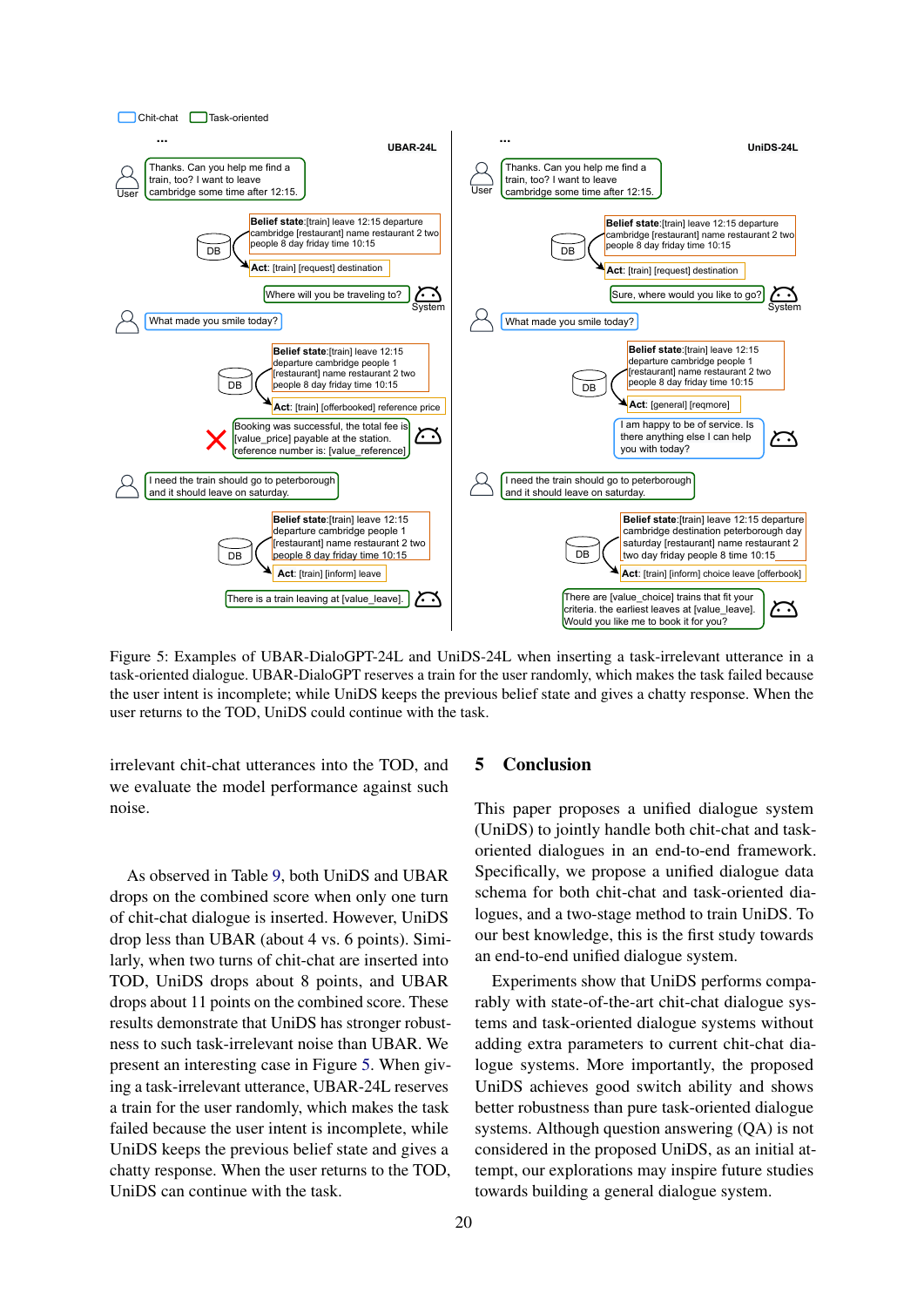Figure 5: Examples of UBAR-DialoGPT-24L and UniDS-24L when inserting a task-irrelevant utterance in a task-oriented dialogue. UBAR-DialoGPT reserves a train for the user randomly, which makes the task failed because the user intent is incomplete; while UniDS keeps the previous belief state and gives a chatty response. When the user returns to the TOD, UniDS could continue with the task.

irrelevant chit-chat utterances into the TOD, and we evaluate the model performance against such noise.

As observed in Table 9, both UniDS and UBAR drops on the combined score when only one turn of chit-chat dialogue is inserted. However, UniDS drop less than UBAR (about 4 vs. 6 points). Similarly, when two turns of chit-chat are inserted into TOD, UniDS drops about 8 points, and UBAR drops about 11 points on the combined score. These results demonstrate that UniDS has stronger robustness to such task-irrelevant noise than UBAR. We present an interesting case in Figure 5. When giving a task-irrelevant utterance, UBAR-24L reserves a train for the user randomly, which makes the task failed because the user intent is incomplete, while UniDS keeps the previous belief state and gives a chatty response. When the user returns to the TOD, UniDS can continue with the task.

## 5 Conclusion

This paper proposes a unified dialogue system (UniDS) to jointly handle both chit-chat and task-oriented dialogues in an end-to-end framework. Specifically, we propose a unified dialogue data schema for both chit-chat and task-oriented dialogues, and a two-stage method to train UniDS. To our best knowledge, this is the first study towards an end-to-end unified dialogue system.

Experiments show that UniDS performs comparably with state-of-the-art chit-chat dialogue systems and task-oriented dialogue systems without adding extra parameters to current chit-chat dialogue systems. More importantly, the proposed UniDS achieves good switch ability and shows better robustness than pure task-oriented dialogue systems. Although question answering (QA) is not considered in the proposed UniDS, as an initial attempt, our explorations may inspire future studies towards building a general dialogue system.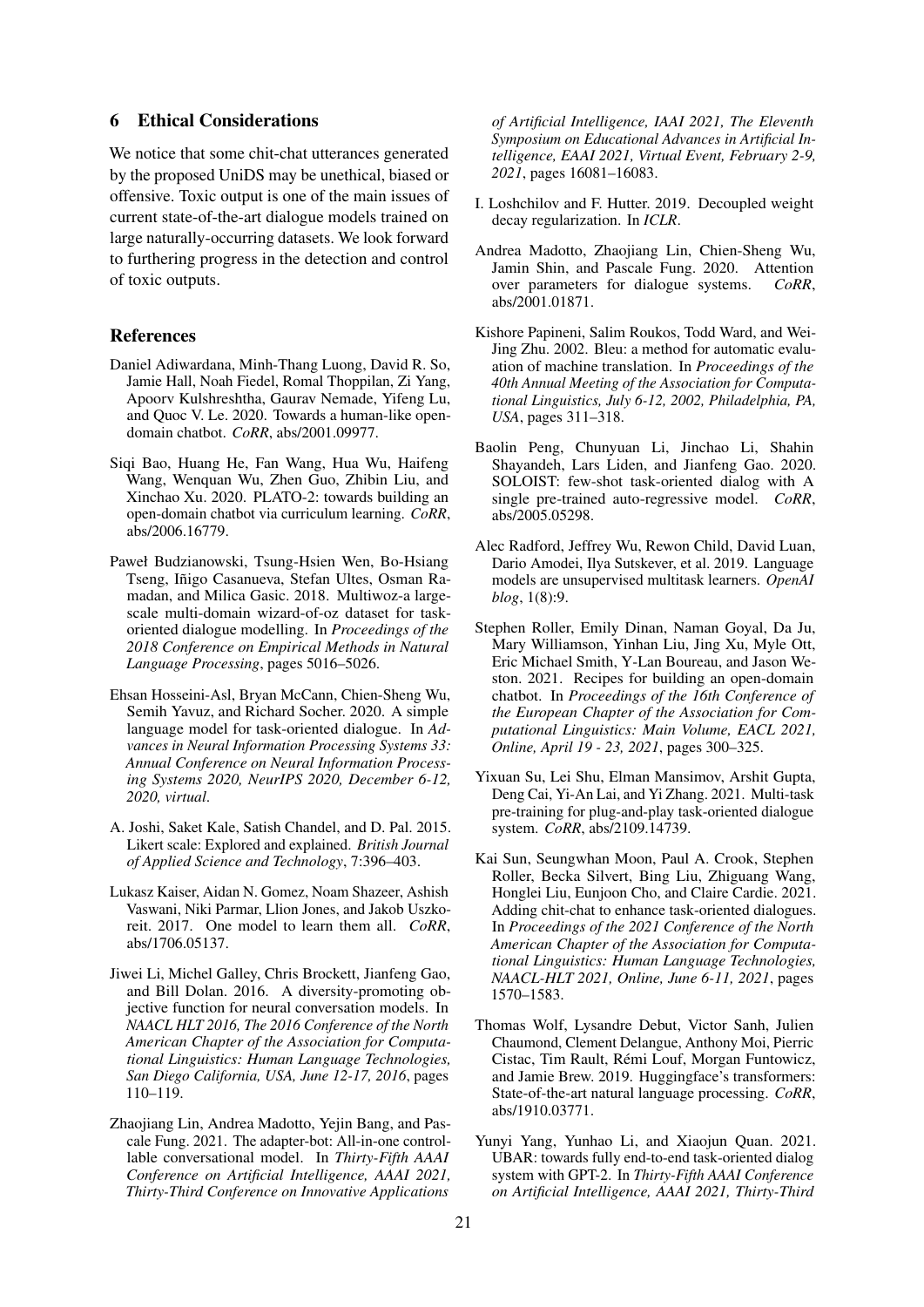## 6 Ethical Considerations

We notice that some chit-chat utterances generated by the proposed UniDS may be unethical, biased or offensive. Toxic output is one of the main issues of current state-of-the-art dialogue models trained on large naturally-occurring datasets. We look forward to furthering progress in the detection and control of toxic outputs.

## References

Daniel Adiwardana, Minh-Thang Luong, David R. So, Jamie Hall, Noah Fiedel, Romal Thoppilan, Zi Yang, Apoorv Kulshreshtha, Gaurav Nemade, Yifeng Lu, and Quoc V. Le. 2020. Towards a human-like open-domain chatbot. *CoRR*, abs/2001.09977.

Siqi Bao, Huang He, Fan Wang, Hua Wu, Haifeng Wang, Wenquan Wu, Zhen Guo, Zhibin Liu, and Xinchao Xu. 2020. PLATO-2: towards building an open-domain chatbot via curriculum learning. *CoRR*, abs/2006.16779.

Paweł Budzianowski, Tsung-Hsien Wen, Bo-Hsiang Tseng, Iñigo Casanueva, Stefan Ultes, Osman Ramadan, and Milica Gasic. 2018. Multiwoz-a large-scale multi-domain wizard-of-oz dataset for task-oriented dialogue modelling. In *Proceedings of the 2018 Conference on Empirical Methods in Natural Language Processing*, pages 5016–5026.

Ehsan Hosseini-Asl, Bryan McCann, Chien-Sheng Wu, Semih Yavuz, and Richard Socher. 2020. A simple language model for task-oriented dialogue. In *Advances in Neural Information Processing Systems 33: Annual Conference on Neural Information Processing Systems 2020, NeurIPS 2020, December 6-12, 2020, virtual*.

A. Joshi, Saket Kale, Satish Chandel, and D. Pal. 2015. Likert scale: Explored and explained. *British Journal of Applied Science and Technology*, 7:396–403.

Lukasz Kaiser, Aidan N. Gomez, Noam Shazeer, Ashish Vaswani, Niki Parmar, Llion Jones, and Jakob Uszkoreit. 2017. One model to learn them all. *CoRR*, abs/1706.05137.

Jiwei Li, Michel Galley, Chris Brockett, Jianfeng Gao, and Bill Dolan. 2016. A diversity-promoting objective function for neural conversation models. In *NAACL HLT 2016, The 2016 Conference of the North American Chapter of the Association for Computational Linguistics: Human Language Technologies, San Diego California, USA, June 12-17, 2016*, pages 110–119.

Zhaojiang Lin, Andrea Madotto, Yejin Bang, and Pascale Fung. 2021. The adapter-bot: All-in-one controllable conversational model. In *Thirty-Fifth AAAI Conference on Artificial Intelligence, AAAI 2021, Thirty-Third Conference on Innovative Applications of Artificial Intelligence, IAAI 2021, The Eleventh Symposium on Educational Advances in Artificial Intelligence, EAAI 2021, Virtual Event, February 2-9, 2021*, pages 16081–16083.

I. Loshchilov and F. Hutter. 2019. Decoupled weight decay regularization. In *ICLR*.

Andrea Madotto, Zhaojiang Lin, Chien-Sheng Wu, Jamin Shin, and Pascale Fung. 2020. Attention over parameters for dialogue systems. *CoRR*, abs/2001.01871.

Kishore Papineni, Salim Roukos, Todd Ward, and Wei-Jing Zhu. 2002. Bleu: a method for automatic evaluation of machine translation. In *Proceedings of the 40th Annual Meeting of the Association for Computational Linguistics, July 6-12, 2002, Philadelphia, PA, USA*, pages 311–318.

Baolin Peng, Chunyuan Li, Jinchao Li, Shahin Shayandeh, Lars Liden, and Jianfeng Gao. 2020. SOLOIST: few-shot task-oriented dialog with A single pre-trained auto-regressive model. *CoRR*, abs/2005.05298.

Alec Radford, Jeffrey Wu, Rewon Child, David Luan, Dario Amodei, Ilya Sutskever, et al. 2019. Language models are unsupervised multitask learners. *OpenAI blog*, 1(8):9.

Stephen Roller, Emily Dinan, Naman Goyal, Da Ju, Mary Williamson, Yinhan Liu, Jing Xu, Myle Ott, Eric Michael Smith, Y-Lan Boureau, and Jason Weston. 2021. Recipes for building an open-domain chatbot. In *Proceedings of the 16th Conference of the European Chapter of the Association for Computational Linguistics: Main Volume, EACL 2021, Online, April 19 - 23, 2021*, pages 300–325.

Yixuan Su, Lei Shu, Elman Mansimov, Arshit Gupta, Deng Cai, Yi-An Lai, and Yi Zhang. 2021. Multi-task pre-training for plug-and-play task-oriented dialogue system. *CoRR*, abs/2109.14739.

Kai Sun, Seungwhan Moon, Paul A. Crook, Stephen Roller, Becka Silvert, Bing Liu, Zhiguang Wang, Honglei Liu, Eunjoon Cho, and Claire Cardie. 2021. Adding chit-chat to enhance task-oriented dialogues. In *Proceedings of the 2021 Conference of the North American Chapter of the Association for Computational Linguistics: Human Language Technologies, NAACL-HLT 2021, Online, June 6-11, 2021*, pages 1570–1583.

Thomas Wolf, Lysandre Debut, Victor Sanh, Julien Chaumond, Clement Delangue, Anthony Moi, Pierric Cistac, Tim Rault, Rémi Louf, Morgan Funtowicz, and Jamie Brew. 2019. Huggingface's transformers: State-of-the-art natural language processing. *CoRR*, abs/1910.03771.

Yunyi Yang, Yunhao Li, and Xiaojun Quan. 2021. UBAR: towards fully end-to-end task-oriented dialog system with GPT-2. In *Thirty-Fifth AAAI Conference on Artificial Intelligence, AAAI 2021, Thirty-Third*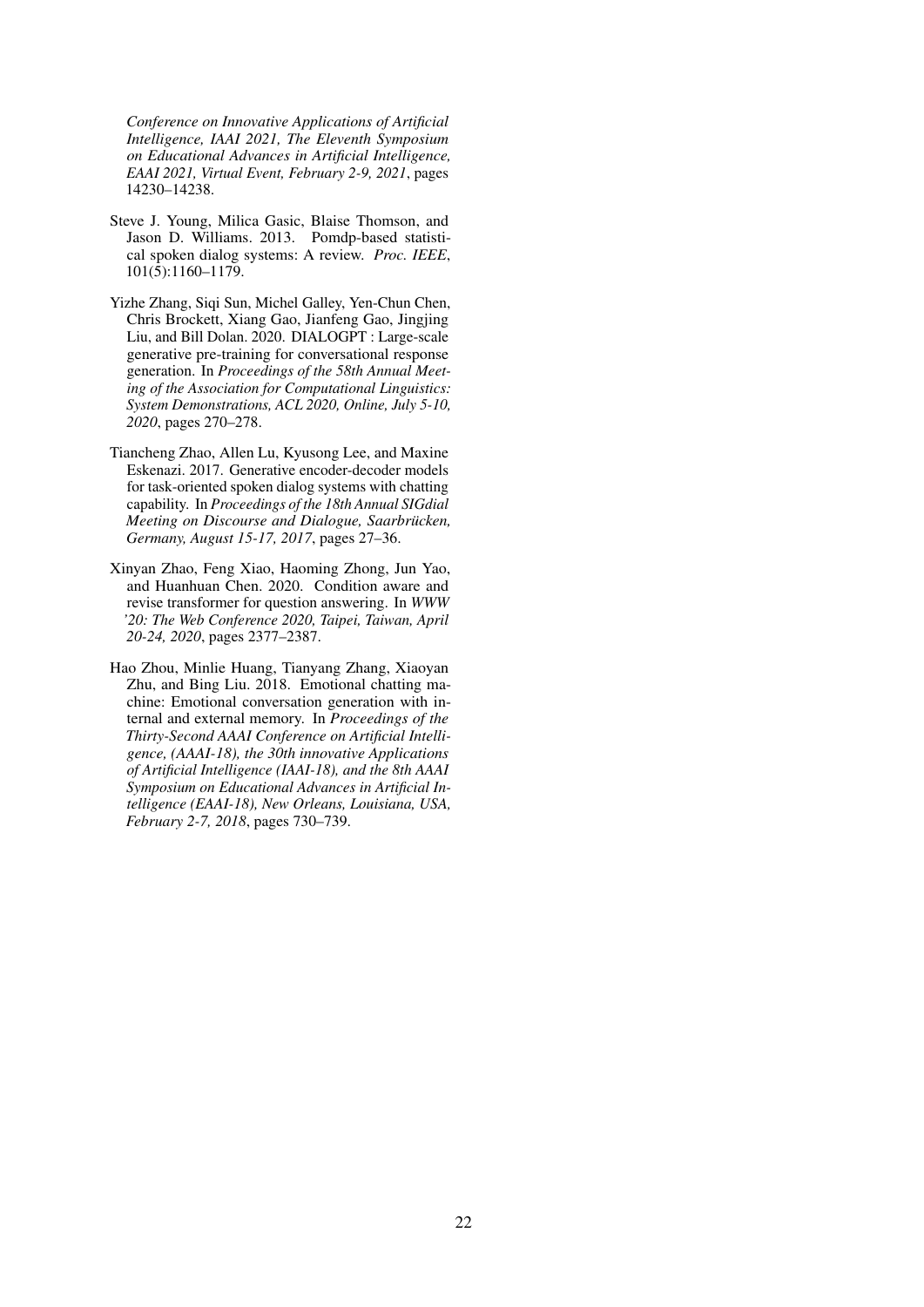*Conference on Innovative Applications of Artificial Intelligence, IAAI 2021, The Eleventh Symposium on Educational Advances in Artificial Intelligence, EAAI 2021, Virtual Event, February 2-9, 2021*, pages 14230–14238.

Steve J. Young, Milica Gasic, Blaise Thomson, and Jason D. Williams. 2013. Pomdp-based statistical spoken dialog systems: A review. *Proc. IEEE*, 101(5):1160–1179.

Yizhe Zhang, Siqi Sun, Michel Galley, Yen-Chun Chen, Chris Brockett, Xiang Gao, Jianfeng Gao, Jingjing Liu, and Bill Dolan. 2020. DIALOGPT : Large-scale generative pre-training for conversational response generation. In *Proceedings of the 58th Annual Meeting of the Association for Computational Linguistics: System Demonstrations, ACL 2020, Online, July 5-10, 2020*, pages 270–278.

Tiancheng Zhao, Allen Lu, Kyusong Lee, and Maxine Eskenazi. 2017. Generative encoder-decoder models for task-oriented spoken dialog systems with chatting capability. In *Proceedings of the 18th Annual SIGdial Meeting on Discourse and Dialogue, Saarbrücken, Germany, August 15-17, 2017*, pages 27–36.

Xinyan Zhao, Feng Xiao, Haoming Zhong, Jun Yao, and Huanhuan Chen. 2020. Condition aware and revise transformer for question answering. In *WWW '20: The Web Conference 2020, Taipei, Taiwan, April 20-24, 2020*, pages 2377–2387.

Hao Zhou, Minlie Huang, Tianyang Zhang, Xiaoyan Zhu, and Bing Liu. 2018. Emotional chatting machine: Emotional conversation generation with internal and external memory. In *Proceedings of the Thirty-Second AAAI Conference on Artificial Intelligence, (AAAI-18), the 30th innovative Applications of Artificial Intelligence (IAAI-18), and the 8th AAAI Symposium on Educational Advances in Artificial Intelligence (EAAI-18), New Orleans, Louisiana, USA, February 2-7, 2018*, pages 730–739.